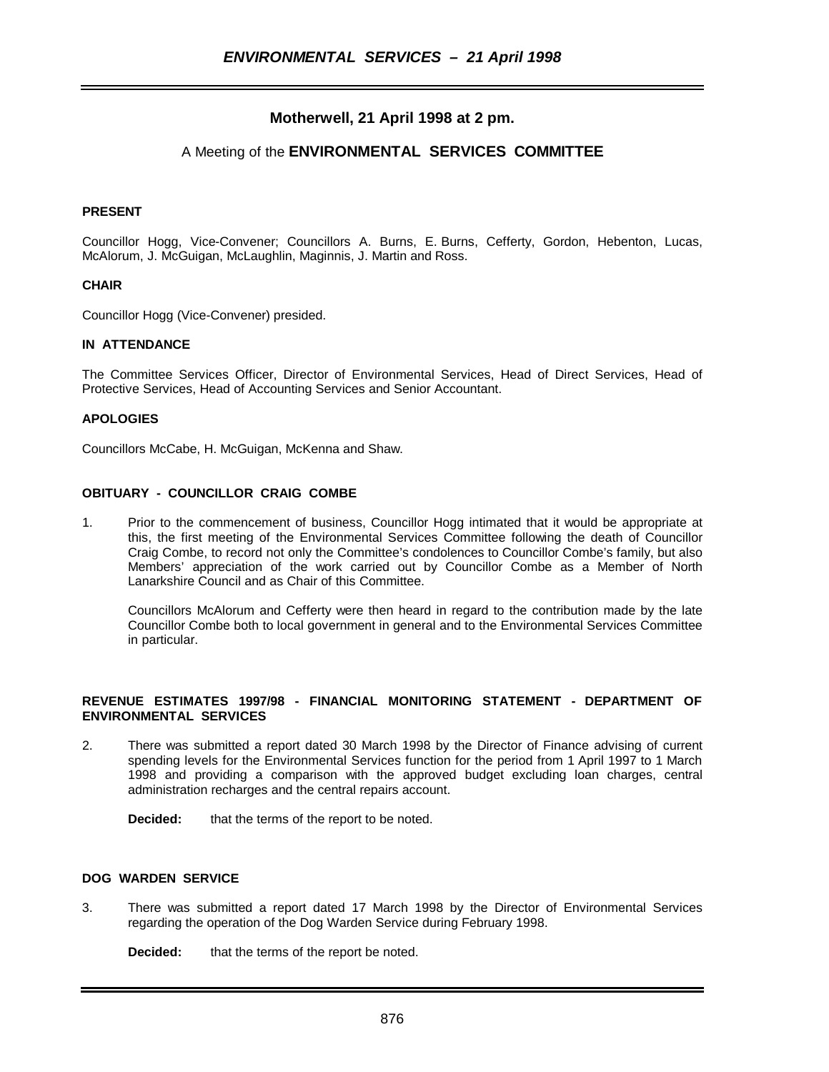## Motherwell, 21 April 1998 at 2 pm.

### A Meeting of the **ENVIRONMENTAL SERVICES COMMITTEE**

**PRESENT**

Councillor Hogg, Vice-Convener; Councillors A. Burns, E. Burns, Cefferty, Gordon, Hebenton, Lucas, McAlorum, J. McGuigan, McLaughlin, Maginnis, J. Martin and Ross.

**CHAIR**

Councillor Hogg (Vice-Convener) presided.

**IN ATTENDANCE**

The Committee Services Officer, Director of Environmental Services, Head of Direct Services, Head of Protective Services, Head of Accounting Services and Senior Accountant.

**APOLOGIES**

Councillors McCabe, H. McGuigan, McKenna and Shaw.

**OBITUARY - COUNCILLOR CRAIG COMBE**

1. Prior to the commencement of business, Councillor Hogg intimated that it would be appropriate at this, the first meeting of the Environmental Services Committee following the death of Councillor Craig Combe, to record not only the Committee's condolences to Councillor Combe's family, but also Members' appreciation of the work carried out by Councillor Combe as a Member of North Lanarkshire Council and as Chair of this Committee.

   Councillors McAlorum and Cefferty were then heard in regard to the contribution made by the late Councillor Combe both to local government in general and to the Environmental Services Committee in particular.

**REVENUE ESTIMATES 1997/98 - FINANCIAL MONITORING STATEMENT - DEPARTMENT OF ENVIRONMENTAL SERVICES**

2. There was submitted a report dated 30 March 1998 by the Director of Finance advising of current spending levels for the Environmental Services function for the period from 1 April 1997 to 1 March 1998 and providing a comparison with the approved budget excluding loan charges, central administration recharges and the central repairs account.

   **Decided:** that the terms of the report to be noted.

**DOG WARDEN SERVICE**

3. There was submitted a report dated 17 March 1998 by the Director of Environmental Services regarding the operation of the Dog Warden Service during February 1998.

   **Decided:** that the terms of the report be noted.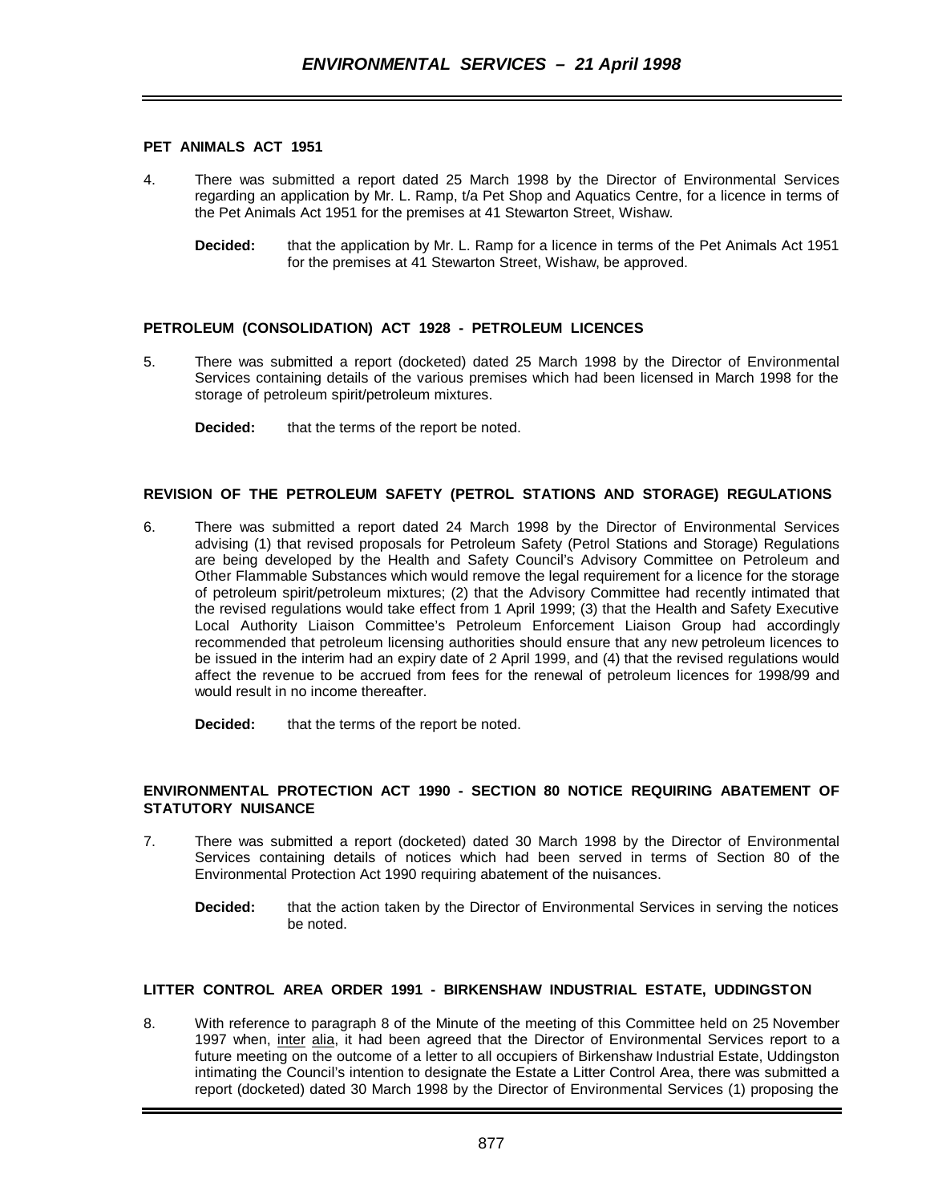**PET ANIMALS ACT 1951**

4. There was submitted a report dated 25 March 1998 by the Director of Environmental Services regarding an application by Mr. L. Ramp, t/a Pet Shop and Aquatics Centre, for a licence in terms of the Pet Animals Act 1951 for the premises at 41 Stewarton Street, Wishaw.

   **Decided:** that the application by Mr. L. Ramp for a licence in terms of the Pet Animals Act 1951 for the premises at 41 Stewarton Street, Wishaw, be approved.

**PETROLEUM (CONSOLIDATION) ACT 1928 - PETROLEUM LICENCES**

5. There was submitted a report (docketed) dated 25 March 1998 by the Director of Environmental Services containing details of the various premises which had been licensed in March 1998 for the storage of petroleum spirit/petroleum mixtures.

   **Decided:** that the terms of the report be noted.

**REVISION OF THE PETROLEUM SAFETY (PETROL STATIONS AND STORAGE) REGULATIONS**

6. There was submitted a report dated 24 March 1998 by the Director of Environmental Services advising (1) that revised proposals for Petroleum Safety (Petrol Stations and Storage) Regulations are being developed by the Health and Safety Council's Advisory Committee on Petroleum and Other Flammable Substances which would remove the legal requirement for a licence for the storage of petroleum spirit/petroleum mixtures; (2) that the Advisory Committee had recently intimated that the revised regulations would take effect from 1 April 1999; (3) that the Health and Safety Executive Local Authority Liaison Committee's Petroleum Enforcement Liaison Group had accordingly recommended that petroleum licensing authorities should ensure that any new petroleum licences to be issued in the interim had an expiry date of 2 April 1999, and (4) that the revised regulations would affect the revenue to be accrued from fees for the renewal of petroleum licences for 1998/99 and would result in no income thereafter.

   **Decided:** that the terms of the report be noted.

**ENVIRONMENTAL PROTECTION ACT 1990 - SECTION 80 NOTICE REQUIRING ABATEMENT OF STATUTORY NUISANCE**

7. There was submitted a report (docketed) dated 30 March 1998 by the Director of Environmental Services containing details of notices which had been served in terms of Section 80 of the Environmental Protection Act 1990 requiring abatement of the nuisances.

   **Decided:** that the action taken by the Director of Environmental Services in serving the notices be noted.

**LITTER CONTROL AREA ORDER 1991 - BIRKENSHAW INDUSTRIAL ESTATE, UDDINGSTON**

8. With reference to paragraph 8 of the Minute of the meeting of this Committee held on 25 November 1997 when, inter alia, it had been agreed that the Director of Environmental Services report to a future meeting on the outcome of a letter to all occupiers of Birkenshaw Industrial Estate, Uddingston intimating the Council's intention to designate the Estate a Litter Control Area, there was submitted a report (docketed) dated 30 March 1998 by the Director of Environmental Services (1) proposing the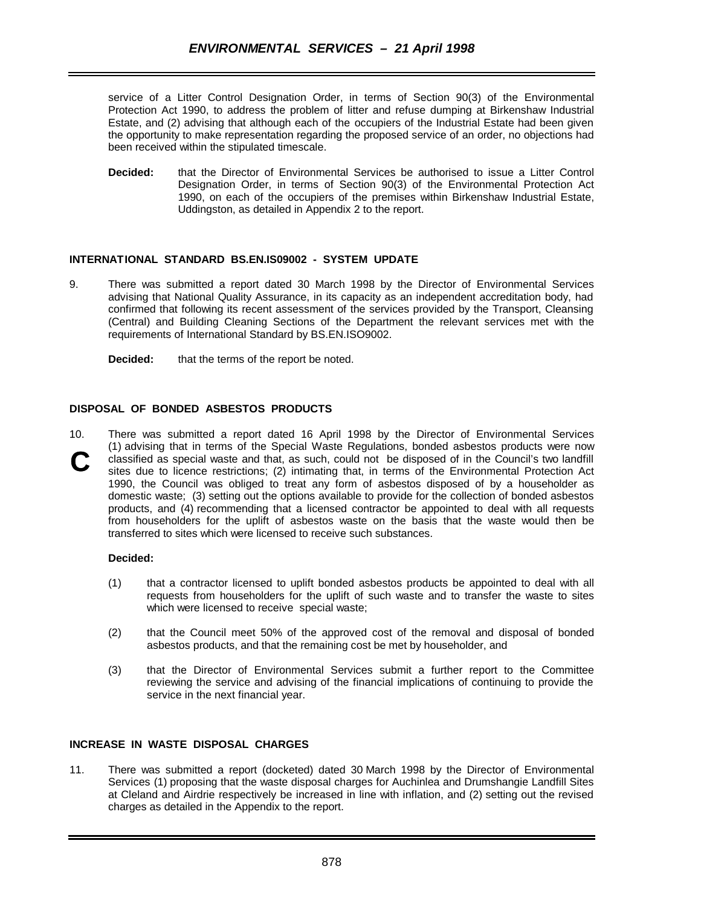service of a Litter Control Designation Order, in terms of Section 90(3) of the Environmental Protection Act 1990, to address the problem of litter and refuse dumping at Birkenshaw Industrial Estate, and (2) advising that although each of the occupiers of the Industrial Estate had been given the opportunity to make representation regarding the proposed service of an order, no objections had been received within the stipulated timescale.

**Decided:** that the Director of Environmental Services be authorised to issue a Litter Control Designation Order, in terms of Section 90(3) of the Environmental Protection Act 1990, on each of the occupiers of the premises within Birkenshaw Industrial Estate, Uddingston, as detailed in Appendix 2 to the report.

**INTERNATIONAL STANDARD BS.EN.IS09002 - SYSTEM UPDATE**

9. There was submitted a report dated 30 March 1998 by the Director of Environmental Services advising that National Quality Assurance, in its capacity as an independent accreditation body, had confirmed that following its recent assessment of the services provided by the Transport, Cleansing (Central) and Building Cleaning Sections of the Department the relevant services met with the requirements of International Standard by BS.EN.ISO9002.

**Decided:** that the terms of the report be noted.

**DISPOSAL OF BONDED ASBESTOS PRODUCTS**

10. There was submitted a report dated 16 April 1998 by the Director of Environmental Services (1) advising that in terms of the Special Waste Regulations, bonded asbestos products were now classified as special waste and that, as such, could not be disposed of in the Council's two landfill sites due to licence restrictions; (2) intimating that, in terms of the Environmental Protection Act 1990, the Council was obliged to treat any form of asbestos disposed of by a householder as domestic waste; (3) setting out the options available to provide for the collection of bonded asbestos products, and (4) recommending that a licensed contractor be appointed to deal with all requests from householders for the uplift of asbestos waste on the basis that the waste would then be transferred to sites which were licensed to receive such substances.

**C**

**Decided:**

(1) that a contractor licensed to uplift bonded asbestos products be appointed to deal with all requests from householders for the uplift of such waste and to transfer the waste to sites which were licensed to receive special waste;

(2) that the Council meet 50% of the approved cost of the removal and disposal of bonded asbestos products, and that the remaining cost be met by householder, and

(3) that the Director of Environmental Services submit a further report to the Committee reviewing the service and advising of the financial implications of continuing to provide the service in the next financial year.

**INCREASE IN WASTE DISPOSAL CHARGES**

11. There was submitted a report (docketed) dated 30 March 1998 by the Director of Environmental Services (1) proposing that the waste disposal charges for Auchinlea and Drumshangie Landfill Sites at Cleland and Airdrie respectively be increased in line with inflation, and (2) setting out the revised charges as detailed in the Appendix to the report.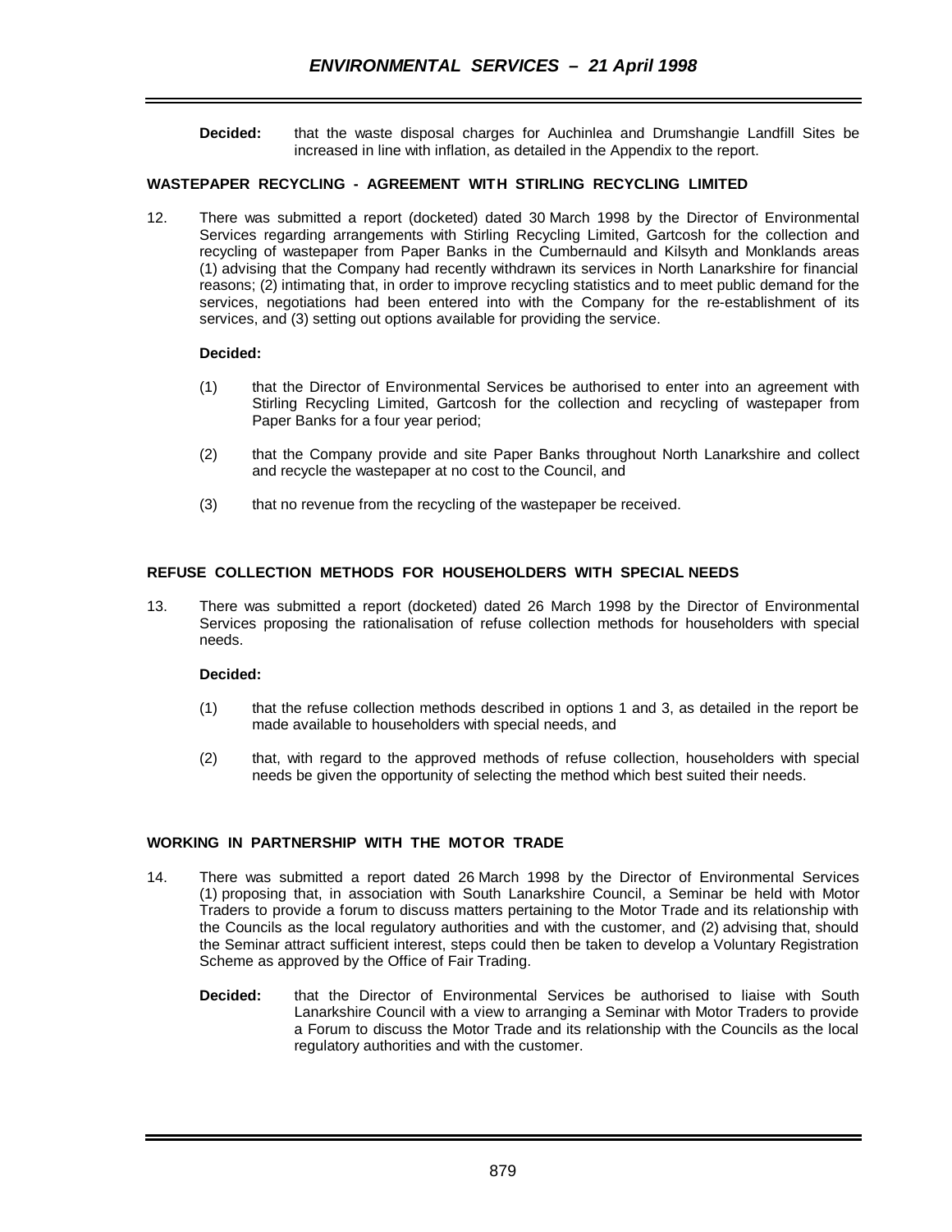**Decided:** that the waste disposal charges for Auchinlea and Drumshangie Landfill Sites be increased in line with inflation, as detailed in the Appendix to the report.

## WASTEPAPER RECYCLING - AGREEMENT WITH STIRLING RECYCLING LIMITED

12. There was submitted a report (docketed) dated 30 March 1998 by the Director of Environmental Services regarding arrangements with Stirling Recycling Limited, Gartcosh for the collection and recycling of wastepaper from Paper Banks in the Cumbernauld and Kilsyth and Monklands areas (1) advising that the Company had recently withdrawn its services in North Lanarkshire for financial reasons; (2) intimating that, in order to improve recycling statistics and to meet public demand for the services, negotiations had been entered into with the Company for the re-establishment of its services, and (3) setting out options available for providing the service.

**Decided:**

(1) that the Director of Environmental Services be authorised to enter into an agreement with Stirling Recycling Limited, Gartcosh for the collection and recycling of wastepaper from Paper Banks for a four year period;

(2) that the Company provide and site Paper Banks throughout North Lanarkshire and collect and recycle the wastepaper at no cost to the Council, and

(3) that no revenue from the recycling of the wastepaper be received.

## REFUSE COLLECTION METHODS FOR HOUSEHOLDERS WITH SPECIAL NEEDS

13. There was submitted a report (docketed) dated 26 March 1998 by the Director of Environmental Services proposing the rationalisation of refuse collection methods for householders with special needs.

**Decided:**

(1) that the refuse collection methods described in options 1 and 3, as detailed in the report be made available to householders with special needs, and

(2) that, with regard to the approved methods of refuse collection, householders with special needs be given the opportunity of selecting the method which best suited their needs.

## WORKING IN PARTNERSHIP WITH THE MOTOR TRADE

14. There was submitted a report dated 26 March 1998 by the Director of Environmental Services (1) proposing that, in association with South Lanarkshire Council, a Seminar be held with Motor Traders to provide a forum to discuss matters pertaining to the Motor Trade and its relationship with the Councils as the local regulatory authorities and with the customer, and (2) advising that, should the Seminar attract sufficient interest, steps could then be taken to develop a Voluntary Registration Scheme as approved by the Office of Fair Trading.

**Decided:** that the Director of Environmental Services be authorised to liaise with South Lanarkshire Council with a view to arranging a Seminar with Motor Traders to provide a Forum to discuss the Motor Trade and its relationship with the Councils as the local regulatory authorities and with the customer.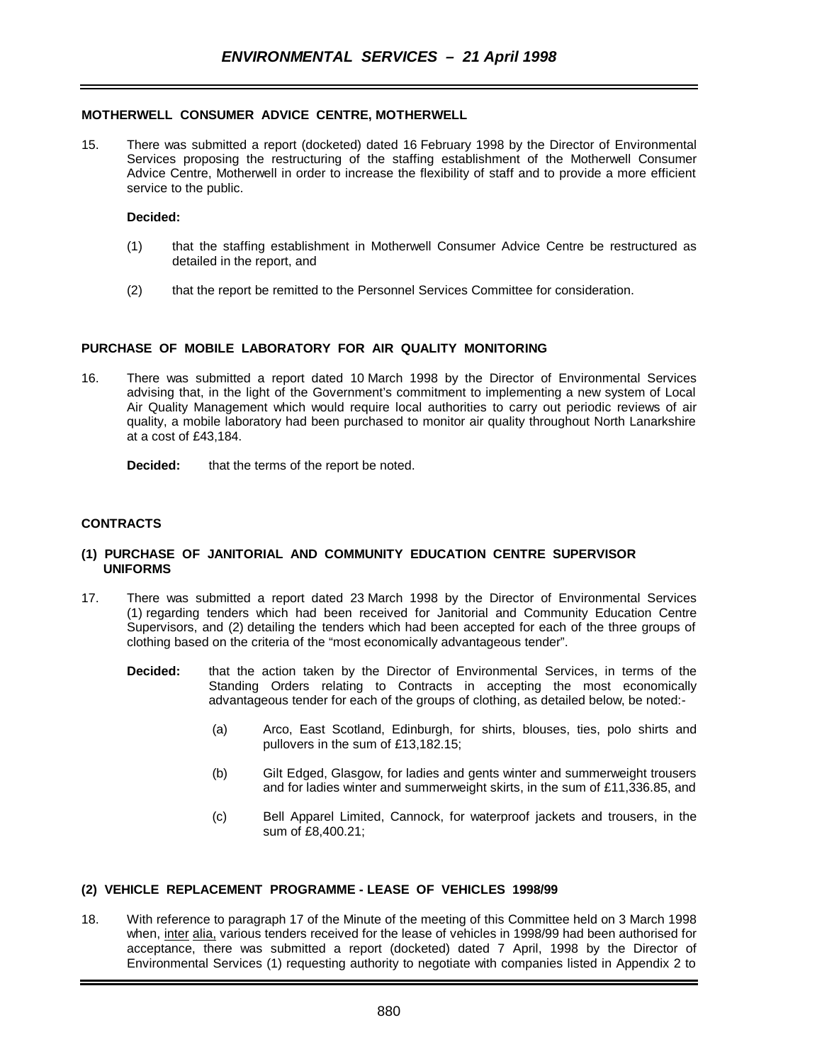**MOTHERWELL CONSUMER ADVICE CENTRE, MOTHERWELL**

15. There was submitted a report (docketed) dated 16 February 1998 by the Director of Environmental Services proposing the restructuring of the staffing establishment of the Motherwell Consumer Advice Centre, Motherwell in order to increase the flexibility of staff and to provide a more efficient service to the public.

**Decided:**

(1) that the staffing establishment in Motherwell Consumer Advice Centre be restructured as detailed in the report, and

(2) that the report be remitted to the Personnel Services Committee for consideration.

**PURCHASE OF MOBILE LABORATORY FOR AIR QUALITY MONITORING**

16. There was submitted a report dated 10 March 1998 by the Director of Environmental Services advising that, in the light of the Government's commitment to implementing a new system of Local Air Quality Management which would require local authorities to carry out periodic reviews of air quality, a mobile laboratory had been purchased to monitor air quality throughout North Lanarkshire at a cost of £43,184.

**Decided:** that the terms of the report be noted.

**CONTRACTS**

**(1) PURCHASE OF JANITORIAL AND COMMUNITY EDUCATION CENTRE SUPERVISOR UNIFORMS**

17. There was submitted a report dated 23 March 1998 by the Director of Environmental Services (1) regarding tenders which had been received for Janitorial and Community Education Centre Supervisors, and (2) detailing the tenders which had been accepted for each of the three groups of clothing based on the criteria of the "most economically advantageous tender".

**Decided:** that the action taken by the Director of Environmental Services, in terms of the Standing Orders relating to Contracts in accepting the most economically advantageous tender for each of the groups of clothing, as detailed below, be noted:-

(a) Arco, East Scotland, Edinburgh, for shirts, blouses, ties, polo shirts and pullovers in the sum of £13,182.15;

(b) Gilt Edged, Glasgow, for ladies and gents winter and summerweight trousers and for ladies winter and summerweight skirts, in the sum of £11,336.85, and

(c) Bell Apparel Limited, Cannock, for waterproof jackets and trousers, in the sum of £8,400.21;

**(2) VEHICLE REPLACEMENT PROGRAMME - LEASE OF VEHICLES 1998/99**

18. With reference to paragraph 17 of the Minute of the meeting of this Committee held on 3 March 1998 when, inter alia, various tenders received for the lease of vehicles in 1998/99 had been authorised for acceptance, there was submitted a report (docketed) dated 7 April, 1998 by the Director of Environmental Services (1) requesting authority to negotiate with companies listed in Appendix 2 to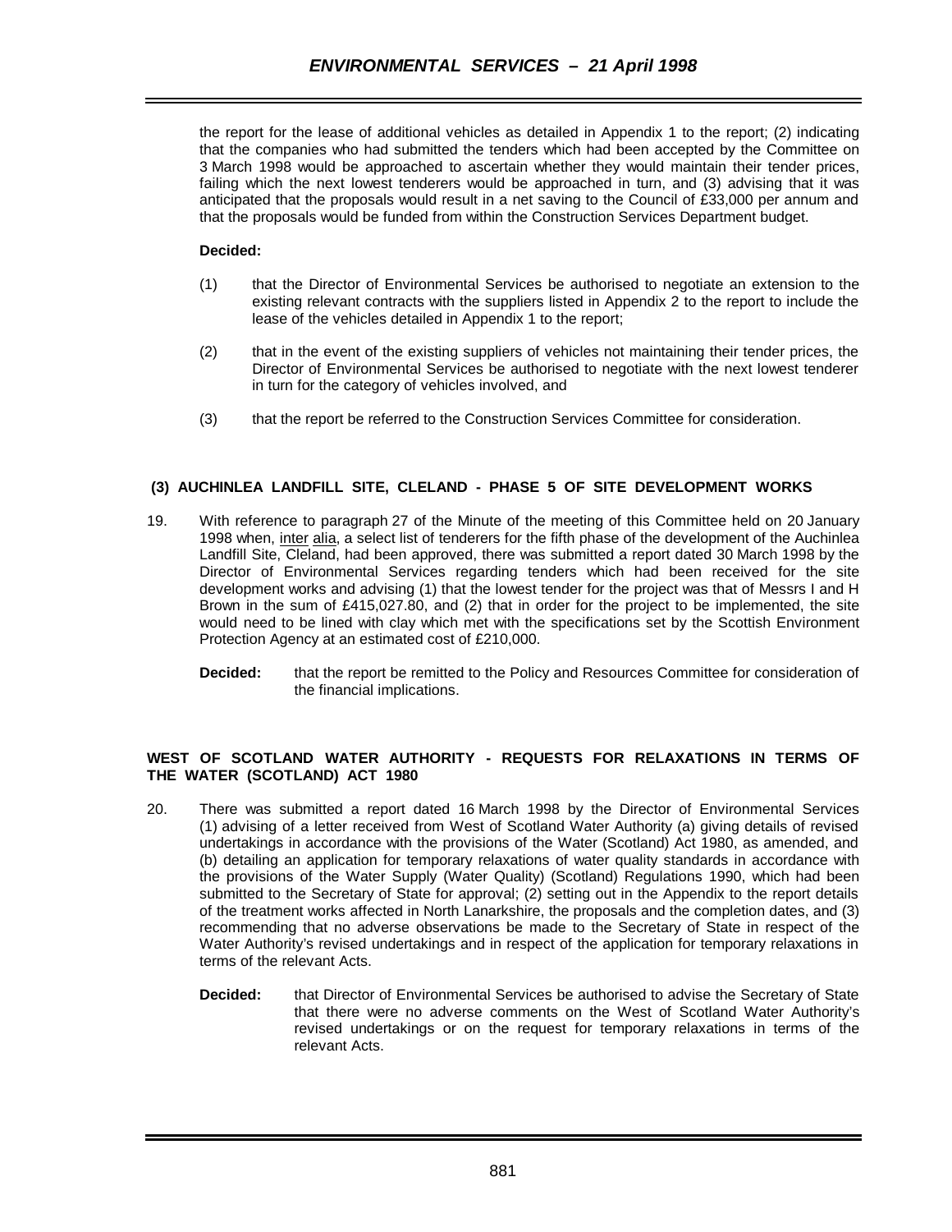the report for the lease of additional vehicles as detailed in Appendix 1 to the report; (2) indicating that the companies who had submitted the tenders which had been accepted by the Committee on 3 March 1998 would be approached to ascertain whether they would maintain their tender prices, failing which the next lowest tenderers would be approached in turn, and (3) advising that it was anticipated that the proposals would result in a net saving to the Council of £33,000 per annum and that the proposals would be funded from within the Construction Services Department budget.

**Decided:**

(1) that the Director of Environmental Services be authorised to negotiate an extension to the existing relevant contracts with the suppliers listed in Appendix 2 to the report to include the lease of the vehicles detailed in Appendix 1 to the report;

(2) that in the event of the existing suppliers of vehicles not maintaining their tender prices, the Director of Environmental Services be authorised to negotiate with the next lowest tenderer in turn for the category of vehicles involved, and

(3) that the report be referred to the Construction Services Committee for consideration.

**(3) AUCHINLEA LANDFILL SITE, CLELAND - PHASE 5 OF SITE DEVELOPMENT WORKS**

19. With reference to paragraph 27 of the Minute of the meeting of this Committee held on 20 January 1998 when, inter alia, a select list of tenderers for the fifth phase of the development of the Auchinlea Landfill Site, Cleland, had been approved, there was submitted a report dated 30 March 1998 by the Director of Environmental Services regarding tenders which had been received for the site development works and advising (1) that the lowest tender for the project was that of Messrs I and H Brown in the sum of £415,027.80, and (2) that in order for the project to be implemented, the site would need to be lined with clay which met with the specifications set by the Scottish Environment Protection Agency at an estimated cost of £210,000.

**Decided:** that the report be remitted to the Policy and Resources Committee for consideration of the financial implications.

**WEST OF SCOTLAND WATER AUTHORITY - REQUESTS FOR RELAXATIONS IN TERMS OF THE WATER (SCOTLAND) ACT 1980**

20. There was submitted a report dated 16 March 1998 by the Director of Environmental Services (1) advising of a letter received from West of Scotland Water Authority (a) giving details of revised undertakings in accordance with the provisions of the Water (Scotland) Act 1980, as amended, and (b) detailing an application for temporary relaxations of water quality standards in accordance with the provisions of the Water Supply (Water Quality) (Scotland) Regulations 1990, which had been submitted to the Secretary of State for approval; (2) setting out in the Appendix to the report details of the treatment works affected in North Lanarkshire, the proposals and the completion dates, and (3) recommending that no adverse observations be made to the Secretary of State in respect of the Water Authority's revised undertakings and in respect of the application for temporary relaxations in terms of the relevant Acts.

**Decided:** that Director of Environmental Services be authorised to advise the Secretary of State that there were no adverse comments on the West of Scotland Water Authority's revised undertakings or on the request for temporary relaxations in terms of the relevant Acts.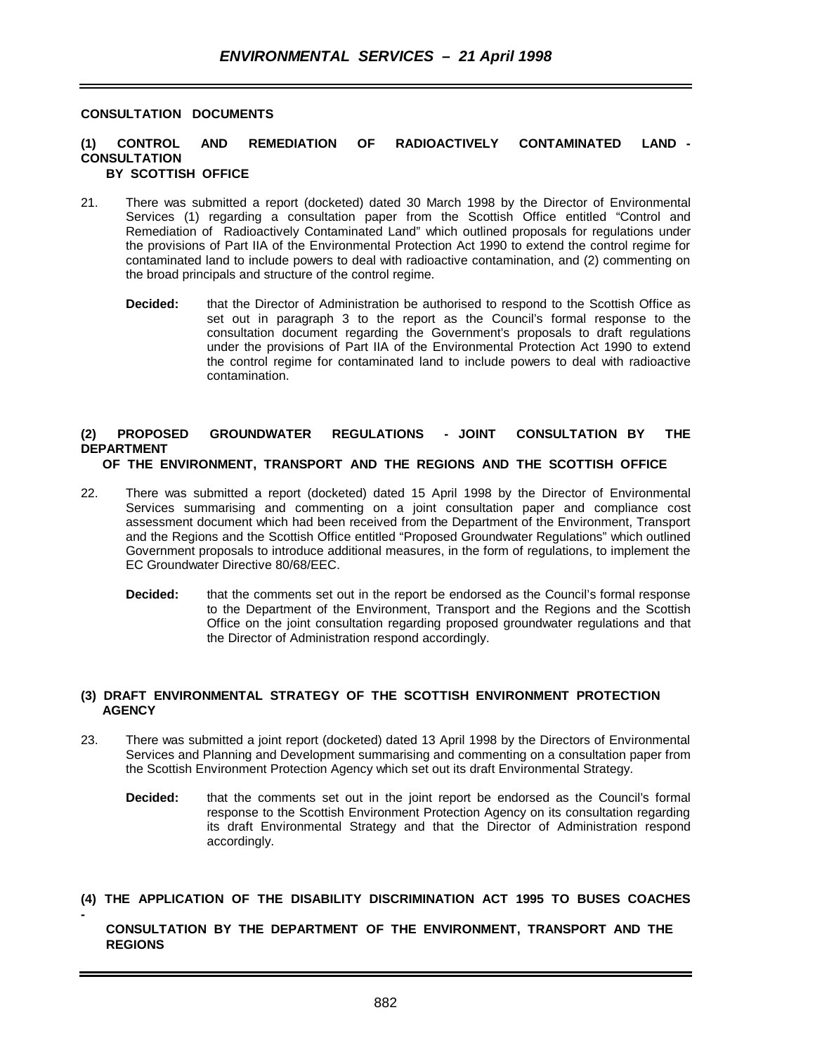**CONSULTATION DOCUMENTS**

**(1) CONTROL AND REMEDIATION OF RADIOACTIVELY CONTAMINATED LAND - CONSULTATION BY SCOTTISH OFFICE**

21. There was submitted a report (docketed) dated 30 March 1998 by the Director of Environmental Services (1) regarding a consultation paper from the Scottish Office entitled "Control and Remediation of Radioactively Contaminated Land" which outlined proposals for regulations under the provisions of Part IIA of the Environmental Protection Act 1990 to extend the control regime for contaminated land to include powers to deal with radioactive contamination, and (2) commenting on the broad principals and structure of the control regime.

   **Decided:** that the Director of Administration be authorised to respond to the Scottish Office as set out in paragraph 3 to the report as the Council's formal response to the consultation document regarding the Government's proposals to draft regulations under the provisions of Part IIA of the Environmental Protection Act 1990 to extend the control regime for contaminated land to include powers to deal with radioactive contamination.

**(2) PROPOSED GROUNDWATER REGULATIONS - JOINT CONSULTATION BY THE DEPARTMENT OF THE ENVIRONMENT, TRANSPORT AND THE REGIONS AND THE SCOTTISH OFFICE**

22. There was submitted a report (docketed) dated 15 April 1998 by the Director of Environmental Services summarising and commenting on a joint consultation paper and compliance cost assessment document which had been received from the Department of the Environment, Transport and the Regions and the Scottish Office entitled "Proposed Groundwater Regulations" which outlined Government proposals to introduce additional measures, in the form of regulations, to implement the EC Groundwater Directive 80/68/EEC.

   **Decided:** that the comments set out in the report be endorsed as the Council's formal response to the Department of the Environment, Transport and the Regions and the Scottish Office on the joint consultation regarding proposed groundwater regulations and that the Director of Administration respond accordingly.

**(3) DRAFT ENVIRONMENTAL STRATEGY OF THE SCOTTISH ENVIRONMENT PROTECTION AGENCY**

23. There was submitted a joint report (docketed) dated 13 April 1998 by the Directors of Environmental Services and Planning and Development summarising and commenting on a consultation paper from the Scottish Environment Protection Agency which set out its draft Environmental Strategy.

   **Decided:** that the comments set out in the joint report be endorsed as the Council's formal response to the Scottish Environment Protection Agency on its consultation regarding its draft Environmental Strategy and that the Director of Administration respond accordingly.

**(4) THE APPLICATION OF THE DISABILITY DISCRIMINATION ACT 1995 TO BUSES COACHES - CONSULTATION BY THE DEPARTMENT OF THE ENVIRONMENT, TRANSPORT AND THE REGIONS**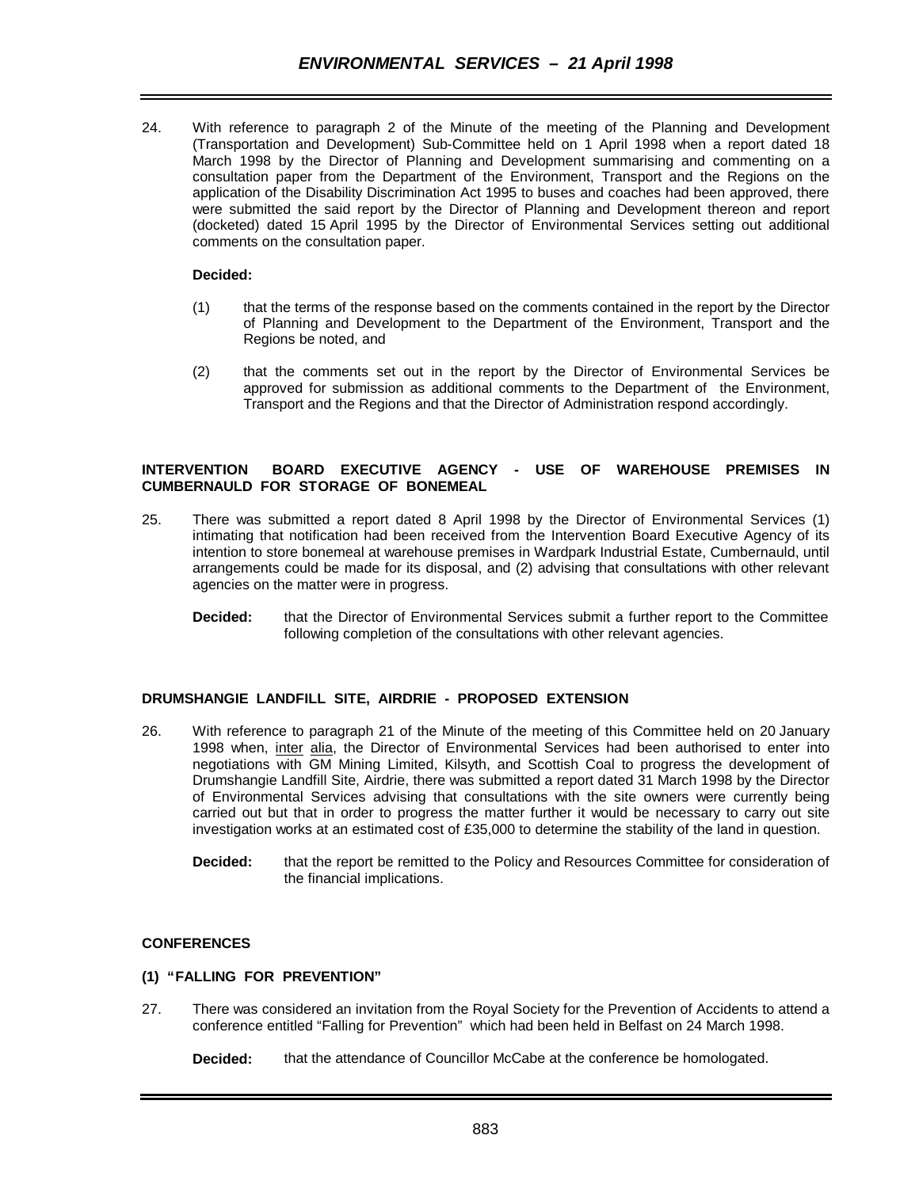24. With reference to paragraph 2 of the Minute of the meeting of the Planning and Development (Transportation and Development) Sub-Committee held on 1 April 1998 when a report dated 18 March 1998 by the Director of Planning and Development summarising and commenting on a consultation paper from the Department of the Environment, Transport and the Regions on the application of the Disability Discrimination Act 1995 to buses and coaches had been approved, there were submitted the said report by the Director of Planning and Development thereon and report (docketed) dated 15 April 1995 by the Director of Environmental Services setting out additional comments on the consultation paper.

**Decided:**

(1) that the terms of the response based on the comments contained in the report by the Director of Planning and Development to the Department of the Environment, Transport and the Regions be noted, and

(2) that the comments set out in the report by the Director of Environmental Services be approved for submission as additional comments to the Department of the Environment, Transport and the Regions and that the Director of Administration respond accordingly.

## INTERVENTION BOARD EXECUTIVE AGENCY - USE OF WAREHOUSE PREMISES IN CUMBERNAULD FOR STORAGE OF BONEMEAL

25. There was submitted a report dated 8 April 1998 by the Director of Environmental Services (1) intimating that notification had been received from the Intervention Board Executive Agency of its intention to store bonemeal at warehouse premises in Wardpark Industrial Estate, Cumbernauld, until arrangements could be made for its disposal, and (2) advising that consultations with other relevant agencies on the matter were in progress.

**Decided:** that the Director of Environmental Services submit a further report to the Committee following completion of the consultations with other relevant agencies.

## DRUMSHANGIE LANDFILL SITE, AIRDRIE - PROPOSED EXTENSION

26. With reference to paragraph 21 of the Minute of the meeting of this Committee held on 20 January 1998 when, inter alia, the Director of Environmental Services had been authorised to enter into negotiations with GM Mining Limited, Kilsyth, and Scottish Coal to progress the development of Drumshangie Landfill Site, Airdrie, there was submitted a report dated 31 March 1998 by the Director of Environmental Services advising that consultations with the site owners were currently being carried out but that in order to progress the matter further it would be necessary to carry out site investigation works at an estimated cost of £35,000 to determine the stability of the land in question.

**Decided:** that the report be remitted to the Policy and Resources Committee for consideration of the financial implications.

## CONFERENCES

### (1) "FALLING FOR PREVENTION"

27. There was considered an invitation from the Royal Society for the Prevention of Accidents to attend a conference entitled "Falling for Prevention" which had been held in Belfast on 24 March 1998.

**Decided:** that the attendance of Councillor McCabe at the conference be homologated.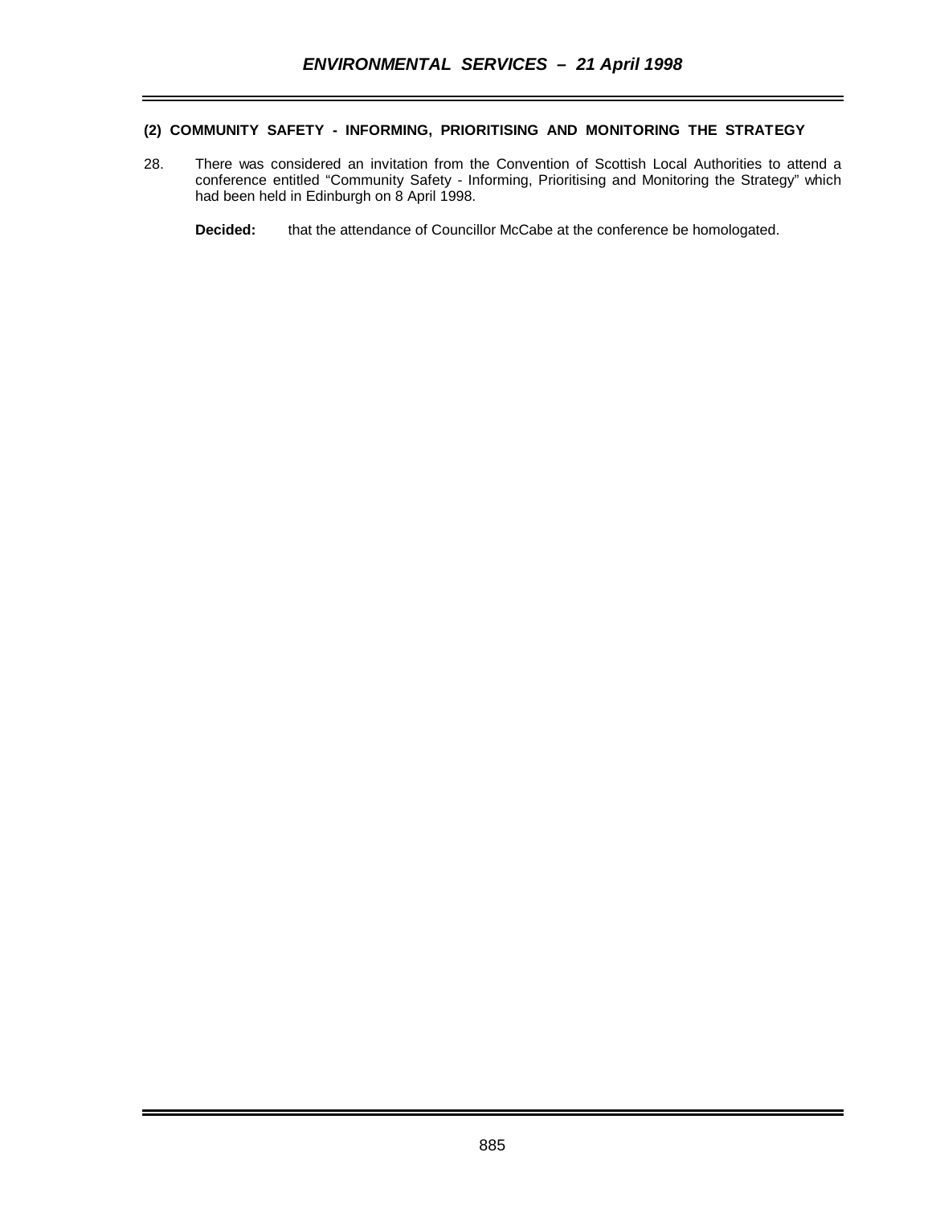**(2) COMMUNITY SAFETY - INFORMING, PRIORITISING AND MONITORING THE STRATEGY**

28. There was considered an invitation from the Convention of Scottish Local Authorities to attend a conference entitled "Community Safety - Informing, Prioritising and Monitoring the Strategy" which had been held in Edinburgh on 8 April 1998.

    **Decided:** that the attendance of Councillor McCabe at the conference be homologated.